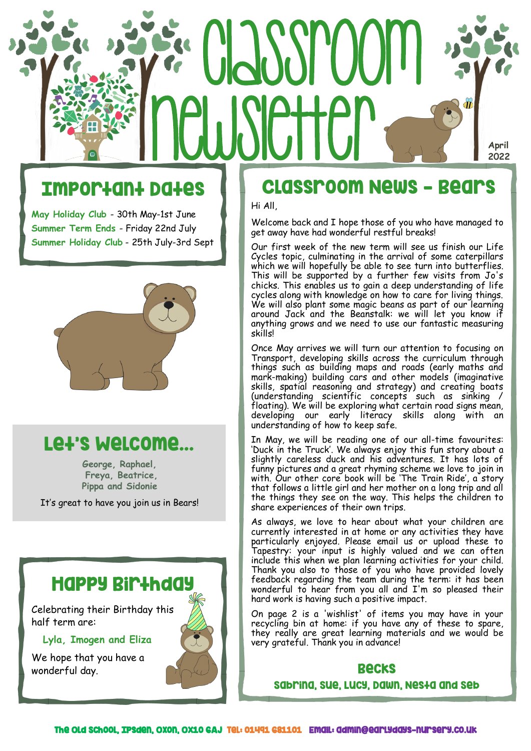# Classroom Newsletter

April 2022

## Important Dates

**May Holiday Club** - 30th May-1st June
**Summer Term Ends** - Friday 22nd July
**Summer Holiday Club** - 25th July-3rd Sept

## Let's Welcome...

**George, Raphael, Freya, Beatrice, Pippa and Sidonie**

It's great to have you join us in Bears!

## Happy Birthday

Celebrating their Birthday this half term are:

**Lyla, Imogen and Eliza**

We hope that you have a wonderful day.

## Classroom News - Bears

Hi All,

Welcome back and I hope those of you who have managed to get away have had wonderful restful breaks!

Our first week of the new term will see us finish our Life Cycles topic, culminating in the arrival of some caterpillars which we will hopefully be able to see turn into butterflies. This will be supported by a further few visits from Jo's chicks. This enables us to gain a deep understanding of life cycles along with knowledge on how to care for living things. We will also plant some magic beans as part of our learning around Jack and the Beanstalk: we will let you know if anything grows and we need to use our fantastic measuring skills!

Once May arrives we will turn our attention to focusing on Transport, developing skills across the curriculum through things such as building maps and roads (early maths and mark-making) building cars and other models (imaginative skills, spatial reasoning and strategy) and creating boats (understanding scientific concepts such as sinking / floating). We will be exploring what certain road signs mean, developing our early literacy skills along with an understanding of how to keep safe.

In May, we will be reading one of our all-time favourites: 'Duck in the Truck'. We always enjoy this fun story about a slightly careless duck and his adventures. It has lots of funny pictures and a great rhyming scheme we love to join in with. Our other core book will be 'The Train Ride', a story that follows a little girl and her mother on a long trip and all the things they see on the way. This helps the children to share experiences of their own trips.

As always, we love to hear about what your children are currently interested in at home or any activities they have particularly enjoyed. Please email us or upload these to Tapestry: your input is highly valued and we can often include this when we plan learning activities for your child. Thank you also to those of you who have provided lovely feedback regarding the team during the term: it has been wonderful to hear from you all and I'm so pleased their hard work is having such a positive impact.

On page 2 is a 'wishlist' of items you may have in your recycling bin at home: if you have any of these to spare, they really are great learning materials and we would be very grateful. Thank you in advance!

**Becks**

**Sabrina, Sue, Lucy, Dawn, Nesta and Seb**

The Old School, Ipsden, Oxon, OX10 6AJ Tel: 01491 681101 Email: admin@earlydays-nursery.co.uk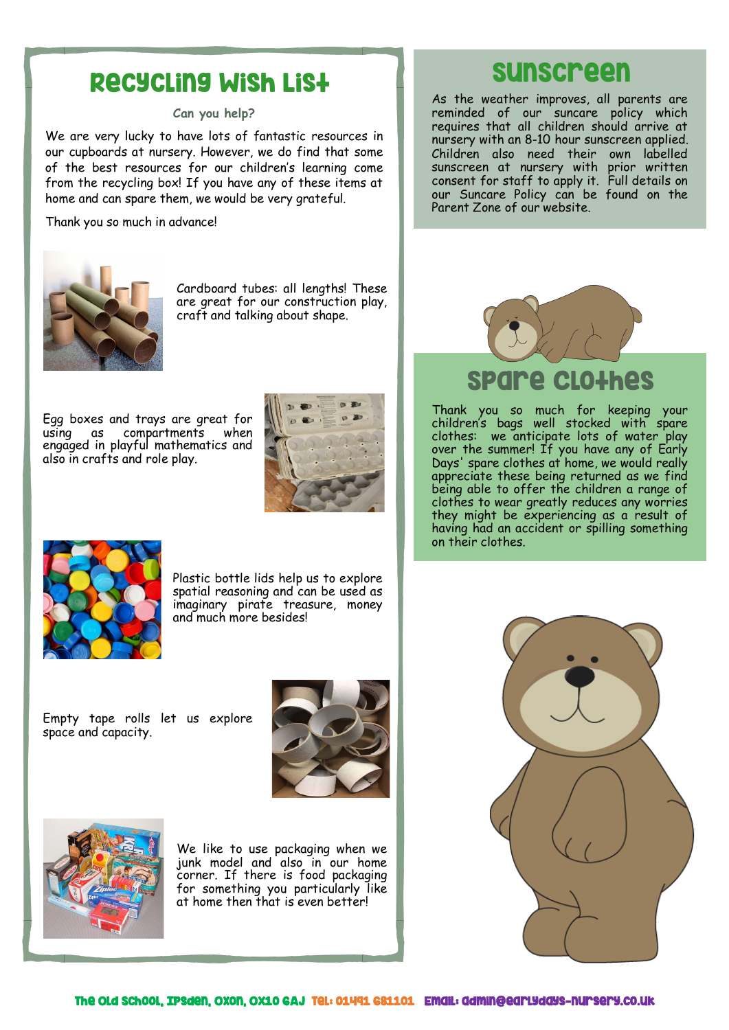# Recycling Wish List

**Can you help?**

We are very lucky to have lots of fantastic resources in our cupboards at nursery. However, we do find that some of the best resources for our children's learning come from the recycling box! If you have any of these items at home and can spare them, we would be very grateful.

Thank you so much in advance!

Cardboard tubes: all lengths! These are great for our construction play, craft and talking about shape.

Egg boxes and trays are great for using as compartments when engaged in playful mathematics and also in crafts and role play.

Plastic bottle lids help us to explore spatial reasoning and can be used as imaginary pirate treasure, money and much more besides!

Empty tape rolls let us explore space and capacity.

We like to use packaging when we junk model and also in our home corner. If there is food packaging for something you particularly like at home then that is even better!

# Sunscreen

As the weather improves, all parents are reminded of our suncare policy which requires that all children should arrive at nursery with an 8-10 hour sunscreen applied. Children also need their own labelled sunscreen at nursery with prior written consent for staff to apply it. Full details on our Suncare Policy can be found on the Parent Zone of our website.

# Spare Clothes

Thank you so much for keeping your children's bags well stocked with spare clothes: we anticipate lots of water play over the summer! If you have any of Early Days' spare clothes at home, we would really appreciate these being returned as we find being able to offer the children a range of clothes to wear greatly reduces any worries they might be experiencing as a result of having had an accident or spilling something on their clothes.

The Old School, Ipsden, Oxon, OX10 6AJ Tel: 01491 681101 Email: admin@earlydays-nursery.co.uk